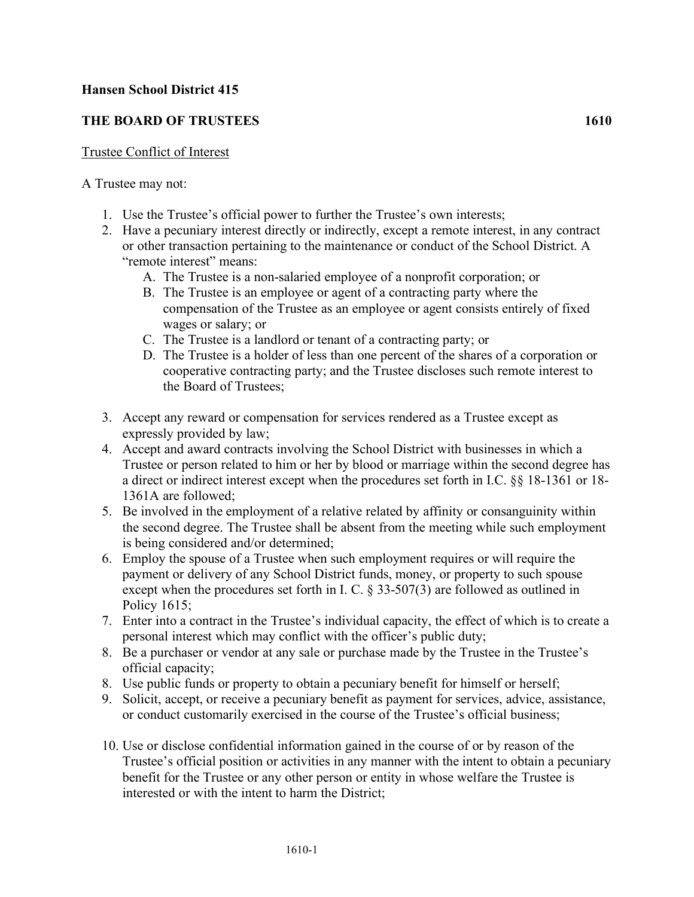**Hansen School District 415**

**THE BOARD OF TRUSTEES 1610**

Trustee Conflict of Interest

A Trustee may not:

1. Use the Trustee's official power to further the Trustee's own interests;
2. Have a pecuniary interest directly or indirectly, except a remote interest, in any contract or other transaction pertaining to the maintenance or conduct of the School District. A "remote interest" means:
   A. The Trustee is a non-salaried employee of a nonprofit corporation; or
   B. The Trustee is an employee or agent of a contracting party where the compensation of the Trustee as an employee or agent consists entirely of fixed wages or salary; or
   C. The Trustee is a landlord or tenant of a contracting party; or
   D. The Trustee is a holder of less than one percent of the shares of a corporation or cooperative contracting party; and the Trustee discloses such remote interest to the Board of Trustees;
3. Accept any reward or compensation for services rendered as a Trustee except as expressly provided by law;
4. Accept and award contracts involving the School District with businesses in which a Trustee or person related to him or her by blood or marriage within the second degree has a direct or indirect interest except when the procedures set forth in I.C. §§ 18-1361 or 18-1361A are followed;
5. Be involved in the employment of a relative related by affinity or consanguinity within the second degree. The Trustee shall be absent from the meeting while such employment is being considered and/or determined;
6. Employ the spouse of a Trustee when such employment requires or will require the payment or delivery of any School District funds, money, or property to such spouse except when the procedures set forth in I. C. § 33-507(3) are followed as outlined in Policy 1615;
7. Enter into a contract in the Trustee's individual capacity, the effect of which is to create a personal interest which may conflict with the officer's public duty;
8. Be a purchaser or vendor at any sale or purchase made by the Trustee in the Trustee's official capacity;
8. Use public funds or property to obtain a pecuniary benefit for himself or herself;
9. Solicit, accept, or receive a pecuniary benefit as payment for services, advice, assistance, or conduct customarily exercised in the course of the Trustee's official business;
10. Use or disclose confidential information gained in the course of or by reason of the Trustee's official position or activities in any manner with the intent to obtain a pecuniary benefit for the Trustee or any other person or entity in whose welfare the Trustee is interested or with the intent to harm the District;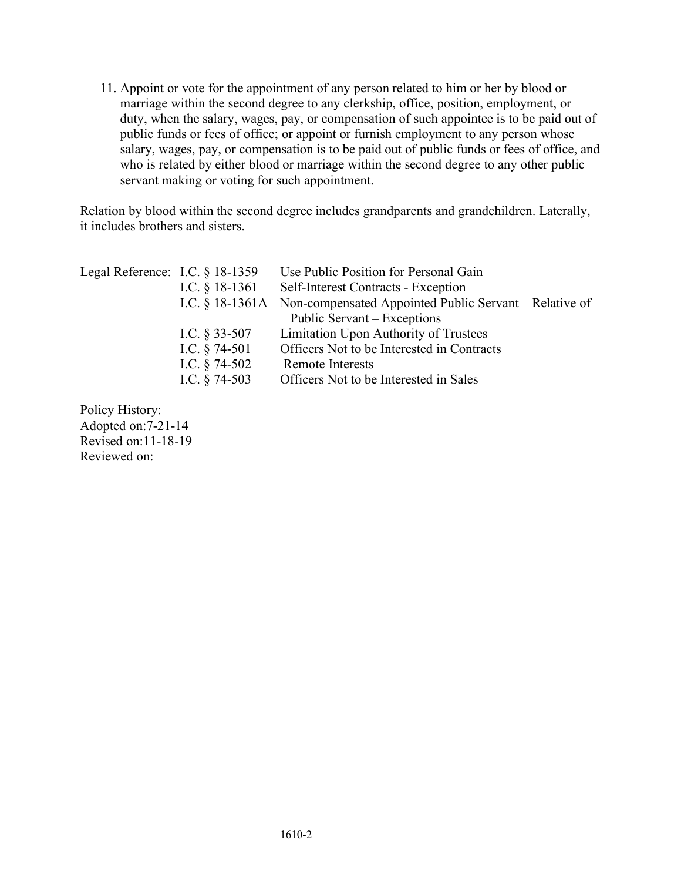11. Appoint or vote for the appointment of any person related to him or her by blood or marriage within the second degree to any clerkship, office, position, employment, or duty, when the salary, wages, pay, or compensation of such appointee is to be paid out of public funds or fees of office; or appoint or furnish employment to any person whose salary, wages, pay, or compensation is to be paid out of public funds or fees of office, and who is related by either blood or marriage within the second degree to any other public servant making or voting for such appointment.

Relation by blood within the second degree includes grandparents and grandchildren. Laterally, it includes brothers and sisters.

| | | |
|---|---|---|
| Legal Reference: | I.C. § 18-1359 | Use Public Position for Personal Gain |
| | I.C. § 18-1361 | Self-Interest Contracts - Exception |
| | I.C. § 18-1361A | Non-compensated Appointed Public Servant – Relative of Public Servant – Exceptions |
| | I.C. § 33-507 | Limitation Upon Authority of Trustees |
| | I.C. § 74-501 | Officers Not to be Interested in Contracts |
| | I.C. § 74-502 | Remote Interests |
| | I.C. § 74-503 | Officers Not to be Interested in Sales |

Policy History:
Adopted on:7-21-14
Revised on:11-18-19
Reviewed on: